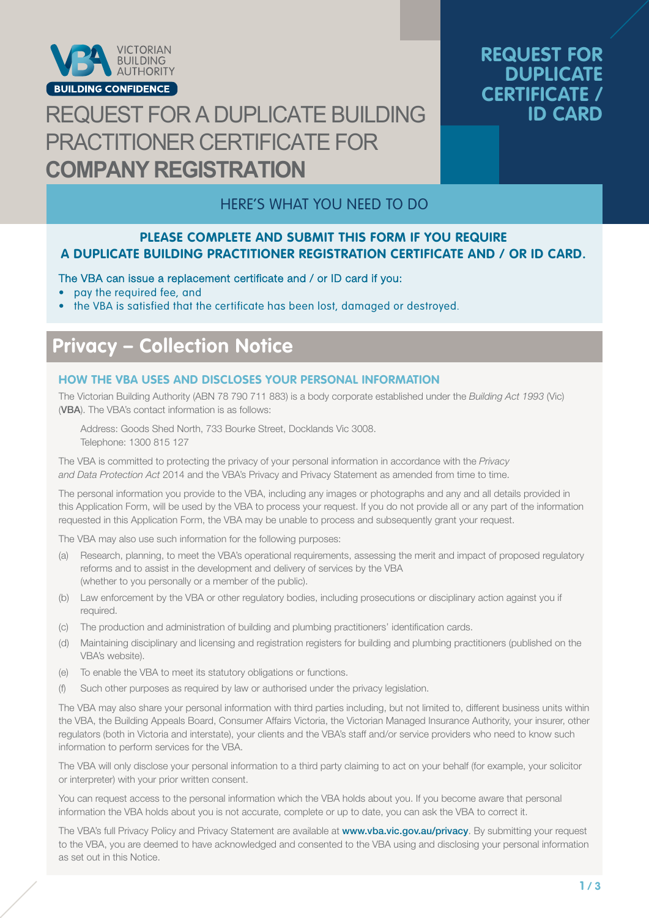VICTORIAN BUILDING AUTHORITY

BUILDING CONFIDENCE

# REQUEST FOR A DUPLICATE BUILDING PRACTITIONER CERTIFICATE FOR **COMPANY REGISTRATION**

**REQUEST FOR DUPLICATE CERTIFICATE / ID CARD**

## HERE'S WHAT YOU NEED TO DO

**PLEASE COMPLETE AND SUBMIT THIS FORM IF YOU REQUIRE A DUPLICATE BUILDING PRACTITIONER REGISTRATION CERTIFICATE AND / OR ID CARD.**

The VBA can issue a replacement certificate and / or ID card if you:

- pay the required fee, and
- the VBA is satisfied that the certificate has been lost, damaged or destroyed.

## Privacy – Collection Notice

### HOW THE VBA USES AND DISCLOSES YOUR PERSONAL INFORMATION

The Victorian Building Authority (ABN 78 790 711 883) is a body corporate established under the *Building Act 1993* (Vic) (**VBA**). The VBA's contact information is as follows:

Address: Goods Shed North, 733 Bourke Street, Docklands Vic 3008.
Telephone: 1300 815 127

The VBA is committed to protecting the privacy of your personal information in accordance with the *Privacy and Data Protection Act* 2014 and the VBA's Privacy and Privacy Statement as amended from time to time.

The personal information you provide to the VBA, including any images or photographs and any and all details provided in this Application Form, will be used by the VBA to process your request. If you do not provide all or any part of the information requested in this Application Form, the VBA may be unable to process and subsequently grant your request.

The VBA may also use such information for the following purposes:

(a) Research, planning, to meet the VBA's operational requirements, assessing the merit and impact of proposed regulatory reforms and to assist in the development and delivery of services by the VBA (whether to you personally or a member of the public).

(b) Law enforcement by the VBA or other regulatory bodies, including prosecutions or disciplinary action against you if required.

(c) The production and administration of building and plumbing practitioners' identification cards.

(d) Maintaining disciplinary and licensing and registration registers for building and plumbing practitioners (published on the VBA's website).

(e) To enable the VBA to meet its statutory obligations or functions.

(f) Such other purposes as required by law or authorised under the privacy legislation.

The VBA may also share your personal information with third parties including, but not limited to, different business units within the VBA, the Building Appeals Board, Consumer Affairs Victoria, the Victorian Managed Insurance Authority, your insurer, other regulators (both in Victoria and interstate), your clients and the VBA's staff and/or service providers who need to know such information to perform services for the VBA.

The VBA will only disclose your personal information to a third party claiming to act on your behalf (for example, your solicitor or interpreter) with your prior written consent.

You can request access to the personal information which the VBA holds about you. If you become aware that personal information the VBA holds about you is not accurate, complete or up to date, you can ask the VBA to correct it.

The VBA's full Privacy Policy and Privacy Statement are available at **www.vba.vic.gov.au/privacy**. By submitting your request to the VBA, you are deemed to have acknowledged and consented to the VBA using and disclosing your personal information as set out in this Notice.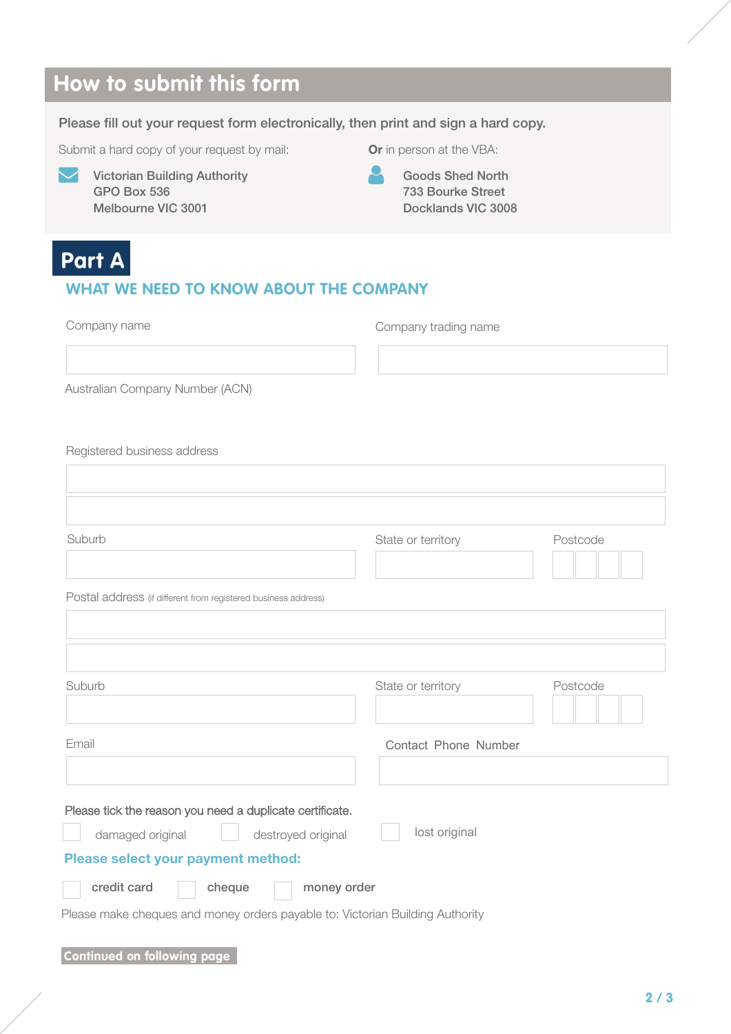## How to submit this form

**Please fill out your request form electronically, then print and sign a hard copy.**

Submit a hard copy of your request by mail:

Victorian Building Authority
GPO Box 536
Melbourne VIC 3001

**Or** in person at the VBA:

Goods Shed North
733 Bourke Street
Docklands VIC 3008

# Part A

### WHAT WE NEED TO KNOW ABOUT THE COMPANY

Company name

Company trading name

Australian Company Number (ACN)

Registered business address

Suburb

State or territory

Postcode

Postal address (if different from registered business address)

Suburb

State or territory

Postcode

Email

Contact Phone Number

Please tick the reason you need a duplicate certificate.

- [ ] damaged original
- [ ] destroyed original
- [ ] lost original

**Please select your payment method:**

- [ ] credit card
- [ ] cheque
- [ ] money order

Please make cheques and money orders payable to: Victorian Building Authority

**Continued on following page**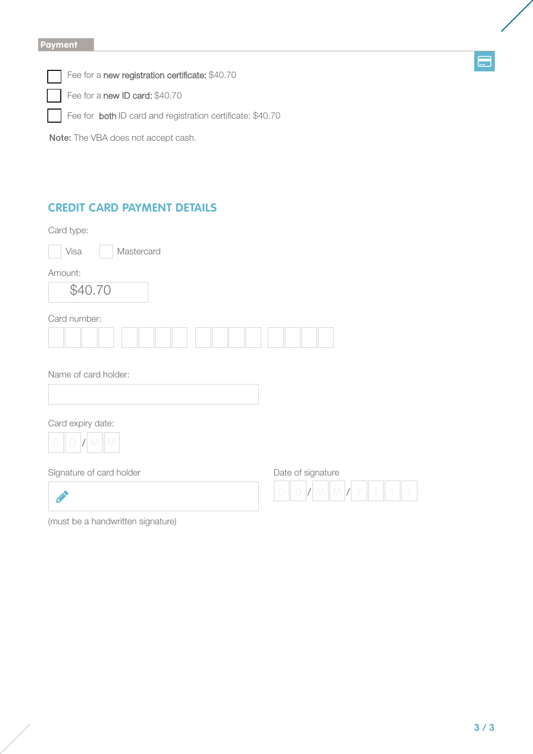## Payment

- [ ] Fee for a **new registration certificate:** $40.70
- [ ] Fee for a **new ID card:** $40.70
- [ ] Fee for **both** ID card and registration certificate: $40.70

**Note:** The VBA does not accept cash.

## CREDIT CARD PAYMENT DETAILS

Card type:

- [ ] Visa
- [ ] Mastercard

Amount:

$40.70

Card number:

Name of card holder:

Card expiry date:

D D / M M

Signature of card holder

(must be a handwritten signature)

Date of signature

D D / M M / Y Y Y Y